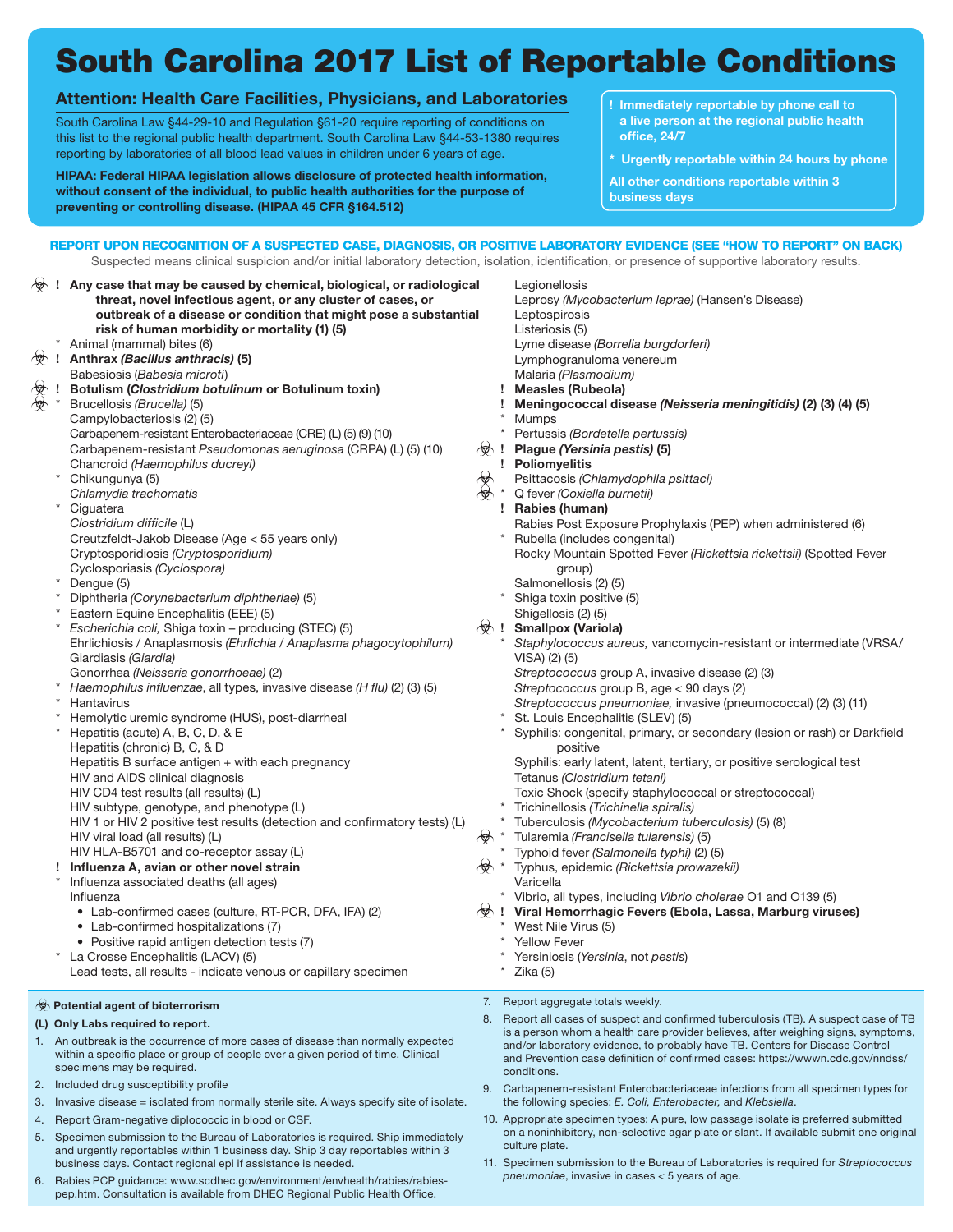# South Carolina 2017 List of Reportable Conditions

## Attention: Health Care Facilities, Physicians, and Laboratories

South Carolina Law §44-29-10 and Regulation §61-20 require reporting of conditions on this list to the regional public health department. South Carolina Law §44-53-1380 requires reporting by laboratories of all blood lead values in children under 6 years of age.

**HIPAA: Federal HIPAA legislation allows disclosure of protected health information, without consent of the individual, to public health authorities for the purpose of preventing or controlling disease. (HIPAA 45 CFR §164.512)**

**! Immediately reportable by phone call to a live person at the regional public health office, 24/7**

**\* Urgently reportable within 24 hours by phone**

**All other conditions reportable within 3 business days**

**REPORT UPON RECOGNITION OF A SUSPECTED CASE, DIAGNOSIS, OR POSITIVE LABORATORY EVIDENCE (SEE "HOW TO REPORT" ON BACK)**

Suspected means clinical suspicion and/or initial laboratory detection, isolation, identification, or presence of supportive laboratory results.

- ☣ **! Any case that may be caused by chemical, biological, or radiological threat, novel infectious agent, or any cluster of cases, or outbreak of a disease or condition that might pose a substantial risk of human morbidity or mortality (1) (5)**
- \* Animal (mammal) bites (6)
- ☣ **! Anthrax *(Bacillus anthracis)* (5)**
- Babesiosis (*Babesia microti*)
- ☣ **! Botulism (*Clostridium botulinum* or Botulinum toxin)**
- ☣ \* Brucellosis *(Brucella)* (5)
- Campylobacteriosis (2) (5)
- Carbapenem-resistant Enterobacteriaceae (CRE) (L) (5) (9) (10)
- Carbapenem-resistant *Pseudomonas aeruginosa* (CRPA) (L) (5) (10)
- Chancroid *(Haemophilus ducreyi)*
- \* Chikungunya (5)
- *Chlamydia trachomatis*
- \* Ciguatera
- *Clostridium difficile* (L)
- Creutzfeldt-Jakob Disease (Age < 55 years only)
- Cryptosporidiosis *(Cryptosporidium)*
- Cyclosporiasis *(Cyclospora)*
- \* Dengue (5)
- \* Diphtheria *(Corynebacterium diphtheriae)* (5)
- \* Eastern Equine Encephalitis (EEE) (5)
- \* *Escherichia coli,* Shiga toxin – producing (STEC) (5)
- Ehrlichiosis / Anaplasmosis *(Ehrlichia / Anaplasma phagocytophilum)*
- Giardiasis *(Giardia)*
- Gonorrhea *(Neisseria gonorrhoeae)* (2)
- \* *Haemophilus influenzae*, all types, invasive disease *(H flu)* (2) (3) (5)
- \* Hantavirus
- \* Hemolytic uremic syndrome (HUS), post-diarrheal
- \* Hepatitis (acute) A, B, C, D, & E
- Hepatitis (chronic) B, C, & D
- Hepatitis B surface antigen + with each pregnancy
- HIV and AIDS clinical diagnosis
- HIV CD4 test results (all results) (L)
- HIV subtype, genotype, and phenotype (L)
- HIV 1 or HIV 2 positive test results (detection and confirmatory tests) (L)
- HIV viral load (all results) (L)
- HIV HLA-B5701 and co-receptor assay (L)
- **! Influenza A, avian or other novel strain**
- \* Influenza associated deaths (all ages)
- Influenza
  - Lab-confirmed cases (culture, RT-PCR, DFA, IFA) (2)
  - Lab-confirmed hospitalizations (7)
  - Positive rapid antigen detection tests (7)
- \* La Crosse Encephalitis (LACV) (5)
- Lead tests, all results - indicate venous or capillary specimen
- Legionellosis
- Leprosy *(Mycobacterium leprae)* (Hansen's Disease)
- Leptospirosis
- Listeriosis (5)
- Lyme disease *(Borrelia burgdorferi)*
- Lymphogranuloma venereum
- Malaria *(Plasmodium)*
- **! Measles (Rubeola)**
- **! Meningococcal disease *(Neisseria meningitidis)* (2) (3) (4) (5)**
- \* Mumps
- \* Pertussis *(Bordetella pertussis)*
- ☣ **! Plague *(Yersinia pestis)* (5)**
- **! Poliomyelitis**
- ☣ Psittacosis *(Chlamydophila psittaci)*
- ☣ \* Q fever *(Coxiella burnetii)*
- **! Rabies (human)**
- Rabies Post Exposure Prophylaxis (PEP) when administered (6)
- \* Rubella (includes congenital)
- Rocky Mountain Spotted Fever *(Rickettsia rickettsii)* (Spotted Fever group)
- Salmonellosis (2) (5)
- \* Shiga toxin positive (5)
- Shigellosis (2) (5)
- ☣ **! Smallpox (Variola)**
- \* *Staphylococcus aureus,* vancomycin-resistant or intermediate (VRSA/VISA) (2) (5)
- *Streptococcus* group A, invasive disease (2) (3)
- *Streptococcus* group B, age < 90 days (2)
- *Streptococcus pneumoniae,* invasive (pneumococcal) (2) (3) (11)
- \* St. Louis Encephalitis (SLEV) (5)
- \* Syphilis: congenital, primary, or secondary (lesion or rash) or Darkfield positive
- Syphilis: early latent, latent, tertiary, or positive serological test
- Tetanus *(Clostridium tetani)*
- Toxic Shock (specify staphylococcal or streptococcal)
- \* Trichinellosis *(Trichinella spiralis)*
- \* Tuberculosis *(Mycobacterium tuberculosis)* (5) (8)
- ☣ \* Tularemia *(Francisella tularensis)* (5)
- \* Typhoid fever *(Salmonella typhi)* (2) (5)
- ☣ \* Typhus, epidemic *(Rickettsia prowazekii)*
- Varicella
- \* Vibrio, all types, including *Vibrio cholerae* O1 and O139 (5)
- ☣ **! Viral Hemorrhagic Fevers (Ebola, Lassa, Marburg viruses)**
- \* West Nile Virus (5)
- \* Yellow Fever
- \* Yersiniosis (*Yersinia*, not *pestis*)
- \* Zika (5)

---

☣ **Potential agent of bioterrorism**

**(L) Only Labs required to report.**

1. An outbreak is the occurrence of more cases of disease than normally expected within a specific place or group of people over a given period of time. Clinical specimens may be required.
2. Included drug susceptibility profile
3. Invasive disease = isolated from normally sterile site. Always specify site of isolate.
4. Report Gram-negative diplococci in blood or CSF.
5. Specimen submission to the Bureau of Laboratories is required. Ship immediately and urgently reportables within 1 business day. Ship 3 day reportables within 3 business days. Contact regional epi if assistance is needed.
6. Rabies PCP guidance: www.scdhec.gov/environment/envhealth/rabies/rabies-pep.htm. Consultation is available from DHEC Regional Public Health Office.
7. Report aggregate totals weekly.
8. Report all cases of suspect and confirmed tuberculosis (TB). A suspect case of TB is a person whom a health care provider believes, after weighing signs, symptoms, and/or laboratory evidence, to probably have TB. Centers for Disease Control and Prevention case definition of confirmed cases: https://wwwn.cdc.gov/nndss/conditions.
9. Carbapenem-resistant Enterobacteriaceae infections from all specimen types for the following species: *E. Coli, Enterobacter,* and *Klebsiella*.
10. Appropriate specimen types: A pure, low passage isolate is preferred submitted on a noninhibitory, non-selective agar plate or slant. If available submit one original culture plate.
11. Specimen submission to the Bureau of Laboratories is required for *Streptococcus pneumoniae*, invasive in cases < 5 years of age.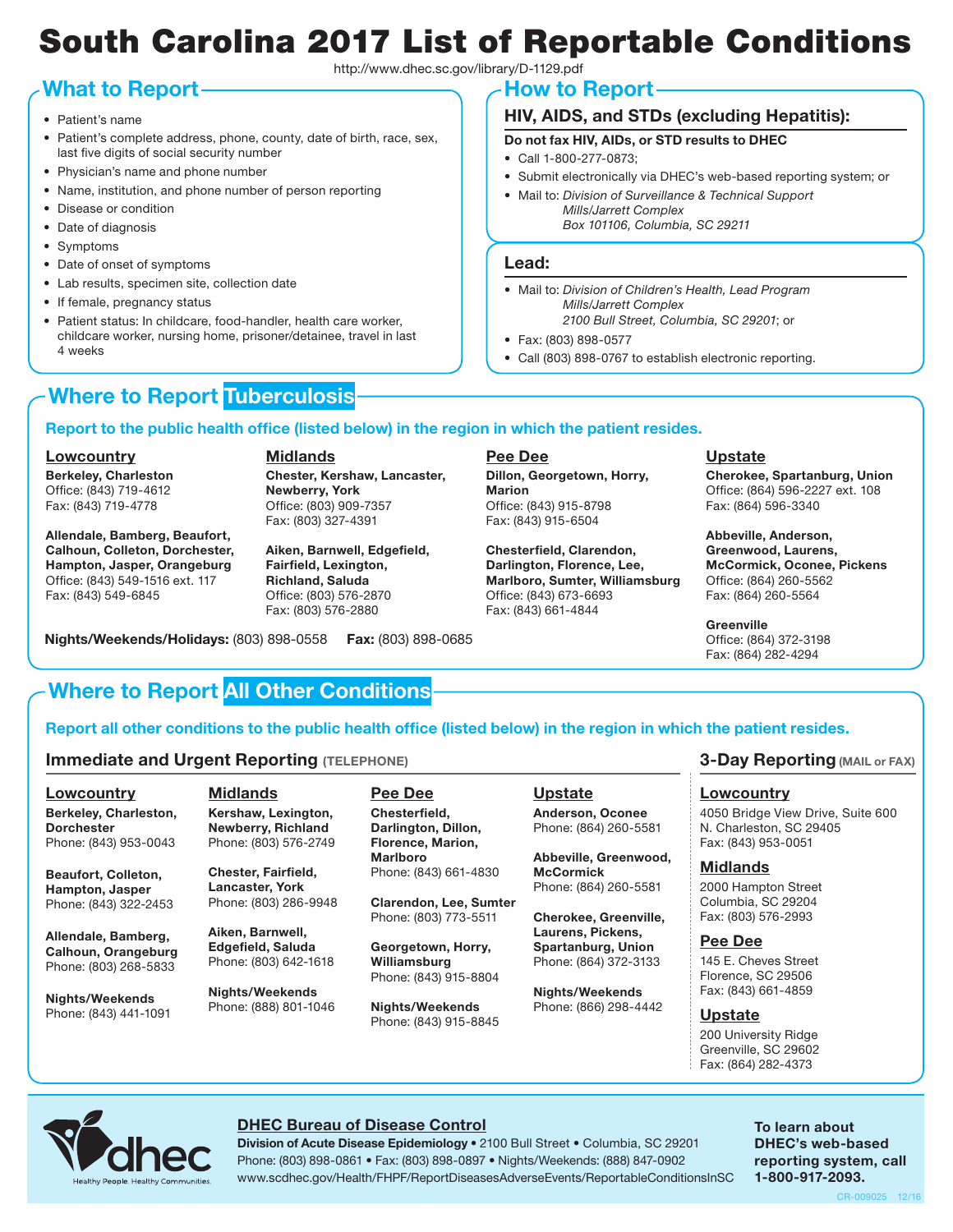# South Carolina 2017 List of Reportable Conditions

http://www.dhec.sc.gov/library/D-1129.pdf

## What to Report

- Patient's name
- Patient's complete address, phone, county, date of birth, race, sex, last five digits of social security number
- Physician's name and phone number
- Name, institution, and phone number of person reporting
- Disease or condition
- Date of diagnosis
- Symptoms
- Date of onset of symptoms
- Lab results, specimen site, collection date
- If female, pregnancy status
- Patient status: In childcare, food-handler, health care worker, childcare worker, nursing home, prisoner/detainee, travel in last 4 weeks

## How to Report

### HIV, AIDS, and STDs (excluding Hepatitis):

**Do not fax HIV, AIDs, or STD results to DHEC**

- Call 1-800-277-0873;
- Submit electronically via DHEC's web-based reporting system; or
- Mail to: *Division of Surveillance & Technical Support*
  *Mills/Jarrett Complex*
  *Box 101106, Columbia, SC 29211*

### Lead:

- Mail to: *Division of Children's Health, Lead Program*
  *Mills/Jarrett Complex*
  *2100 Bull Street, Columbia, SC 29201*; or
- Fax: (803) 898-0577
- Call (803) 898-0767 to establish electronic reporting.

## Where to Report Tuberculosis

**Report to the public health office (listed below) in the region in which the patient resides.**

### Lowcountry

**Berkeley, Charleston**
Office: (843) 719-4612
Fax: (843) 719-4778

**Allendale, Bamberg, Beaufort, Calhoun, Colleton, Dorchester, Hampton, Jasper, Orangeburg**
Office: (843) 549-1516 ext. 117
Fax: (843) 549-6845

### Midlands

**Chester, Kershaw, Lancaster, Newberry, York**
Office: (803) 909-7357
Fax: (803) 327-4391

**Aiken, Barnwell, Edgefield, Fairfield, Lexington, Richland, Saluda**
Office: (803) 576-2870
Fax: (803) 576-2880

### Pee Dee

**Dillon, Georgetown, Horry, Marion**
Office: (843) 915-8798
Fax: (843) 915-6504

**Chesterfield, Clarendon, Darlington, Florence, Lee, Marlboro, Sumter, Williamsburg**
Office: (843) 673-6693
Fax: (843) 661-4844

### Upstate

**Cherokee, Spartanburg, Union**
Office: (864) 596-2227 ext. 108
Fax: (864) 596-3340

**Abbeville, Anderson, Greenwood, Laurens, McCormick, Oconee, Pickens**
Office: (864) 260-5562
Fax: (864) 260-5564

**Greenville**
Office: (864) 372-3198
Fax: (864) 282-4294

**Nights/Weekends/Holidays:** (803) 898-0558 **Fax:** (803) 898-0685

## Where to Report All Other Conditions

**Report all other conditions to the public health office (listed below) in the region in which the patient resides.**

### Immediate and Urgent Reporting (TELEPHONE)

#### Lowcountry

**Berkeley, Charleston, Dorchester**
Phone: (843) 953-0043

**Beaufort, Colleton, Hampton, Jasper**
Phone: (843) 322-2453

**Allendale, Bamberg, Calhoun, Orangeburg**
Phone: (803) 268-5833

**Nights/Weekends**
Phone: (843) 441-1091

#### Midlands

**Kershaw, Lexington, Newberry, Richland**
Phone: (803) 576-2749

**Chester, Fairfield, Lancaster, York**
Phone: (803) 286-9948

**Aiken, Barnwell, Edgefield, Saluda**
Phone: (803) 642-1618

**Nights/Weekends**
Phone: (888) 801-1046

#### Pee Dee

**Chesterfield, Darlington, Dillon, Florence, Marion, Marlboro**
Phone: (843) 661-4830

**Clarendon, Lee, Sumter**
Phone: (803) 773-5511

**Georgetown, Horry, Williamsburg**
Phone: (843) 915-8804

**Nights/Weekends**
Phone: (843) 915-8845

#### Upstate

**Anderson, Oconee**
Phone: (864) 260-5581

**Abbeville, Greenwood, McCormick**
Phone: (864) 260-5581

**Cherokee, Greenville, Laurens, Pickens, Spartanburg, Union**
Phone: (864) 372-3133

**Nights/Weekends**
Phone: (866) 298-4442

### 3-Day Reporting (MAIL or FAX)

#### Lowcountry

4050 Bridge View Drive, Suite 600
N. Charleston, SC 29405
Fax: (843) 953-0051

#### Midlands

2000 Hampton Street
Columbia, SC 29204
Fax: (803) 576-2993

#### Pee Dee

145 E. Cheves Street
Florence, SC 29506
Fax: (843) 661-4859

#### Upstate

200 University Ridge
Greenville, SC 29602
Fax: (864) 282-4373

---

dhec
Healthy People. Healthy Communities.

**DHEC Bureau of Disease Control**

**Division of Acute Disease Epidemiology** • 2100 Bull Street • Columbia, SC 29201
Phone: (803) 898-0861 • Fax: (803) 898-0897 • Nights/Weekends: (888) 847-0902
www.scdhec.gov/Health/FHPF/ReportDiseasesAdverseEvents/ReportableConditionsInSC

**To learn about DHEC's web-based reporting system, call 1-800-917-2093.**

CR-009025 12/16